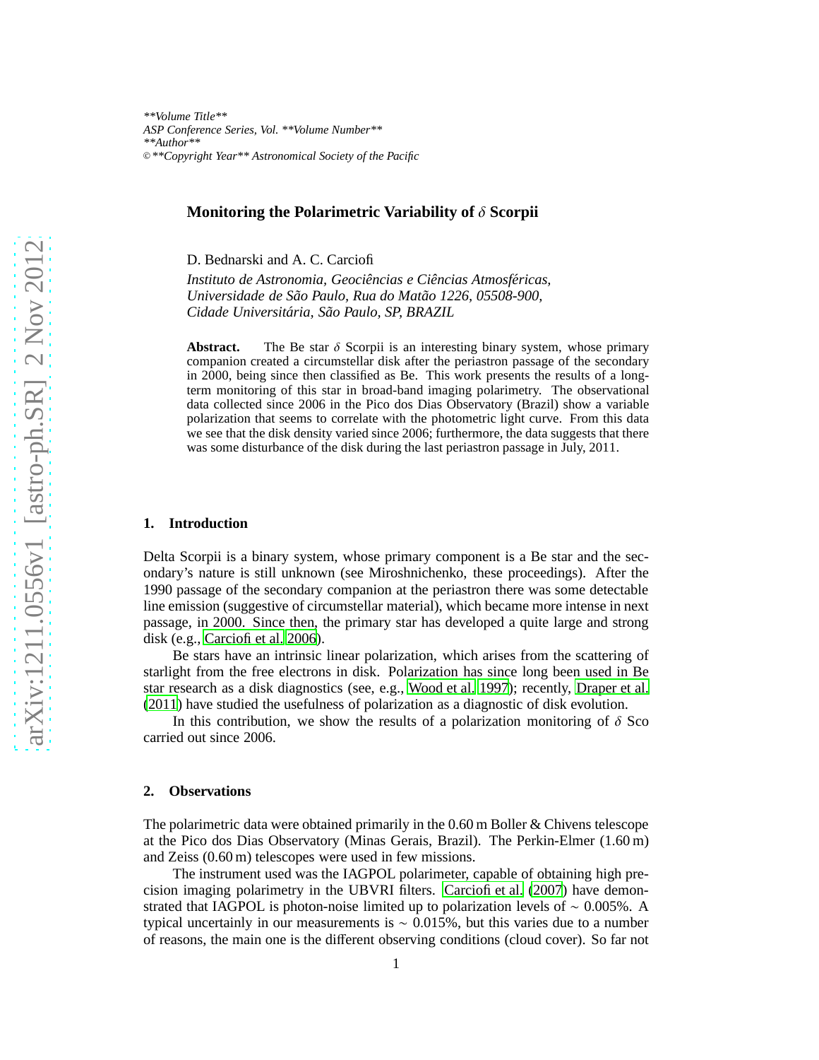# Monitoring the Polarimetric Variability of $\delta$ Scorpii

D. Bednarski and A. C. Carciofi

*Instituto de Astronomia, Geociências e Ciências Atmosféricas, Universidade de São Paulo, Rua do Matão 1226, 05508-900, Cidade Universitária, São Paulo, SP, BRAZIL*

**Abstract.** The Be star $\delta$ Scorpii is an interesting binary system, whose primary companion created a circumstellar disk after the periastron passage of the secondary in 2000, being since then classified as Be. This work presents the results of a long-term monitoring of this star in broad-band imaging polarimetry. The observational data collected since 2006 in the Pico dos Dias Observatory (Brazil) show a variable polarization that seems to correlate with the photometric light curve. From this data we see that the disk density varied since 2006; furthermore, the data suggests that there was some disturbance of the disk during the last periastron passage in July, 2011.

## 1. Introduction

Delta Scorpii is a binary system, whose primary component is a Be star and the secondary's nature is still unknown (see Miroshnichenko, these proceedings). After the 1990 passage of the secondary companion at the periastron there was some detectable line emission (suggestive of circumstellar material), which became more intense in next passage, in 2000. Since then, the primary star has developed a quite large and strong disk (e.g., Carciofi et al. 2006).

Be stars have an intrinsic linear polarization, which arises from the scattering of starlight from the free electrons in disk. Polarization has since long been used in Be star research as a disk diagnostics (see, e.g., Wood et al. 1997); recently, Draper et al. (2011) have studied the usefulness of polarization as a diagnostic of disk evolution.

In this contribution, we show the results of a polarization monitoring of $\delta$ Sco carried out since 2006.

## 2. Observations

The polarimetric data were obtained primarily in the 0.60 m Boller & Chivens telescope at the Pico dos Dias Observatory (Minas Gerais, Brazil). The Perkin-Elmer (1.60 m) and Zeiss (0.60 m) telescopes were used in few missions.

The instrument used was the IAGPOL polarimeter, capable of obtaining high precision imaging polarimetry in the UBVRI filters. Carciofi et al. (2007) have demonstrated that IAGPOL is photon-noise limited up to polarization levels of $\sim 0.005\%$. A typical uncertainly in our measurements is $\sim 0.015\%$, but this varies due to a number of reasons, the main one is the different observing conditions (cloud cover). So far not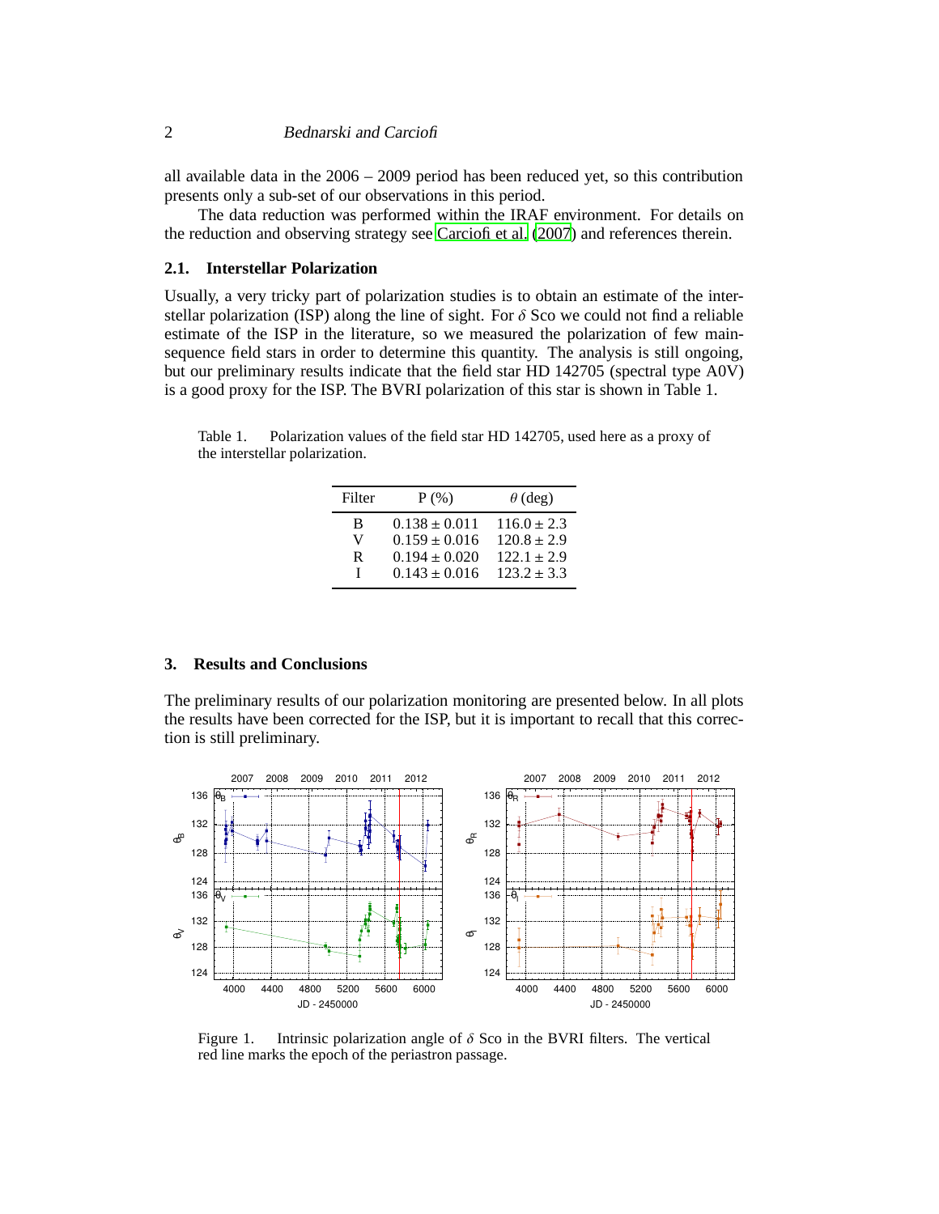all available data in the 2006 – 2009 period has been reduced yet, so this contribution presents only a sub-set of our observations in this period.

The data reduction was performed within the IRAF environment. For details on the reduction and observing strategy see Carciofi et al. (2007) and references therein.

### 2.1. Interstellar Polarization

Usually, a very tricky part of polarization studies is to obtain an estimate of the interstellar polarization (ISP) along the line of sight. For $\delta$ Sco we could not find a reliable estimate of the ISP in the literature, so we measured the polarization of few main-sequence field stars in order to determine this quantity. The analysis is still ongoing, but our preliminary results indicate that the field star HD 142705 (spectral type A0V) is a good proxy for the ISP. The BVRI polarization of this star is shown in Table 1.

Table 1. Polarization values of the field star HD 142705, used here as a proxy of the interstellar polarization.

| Filter | P (%) | $\theta$ (deg) |
|---|---|---|
| B | $0.138 \pm 0.011$ | $116.0 \pm 2.3$ |
| V | $0.159 \pm 0.016$ | $120.8 \pm 2.9$ |
| R | $0.194 \pm 0.020$ | $122.1 \pm 2.9$ |
| I | $0.143 \pm 0.016$ | $123.2 \pm 3.3$ |

## 3. Results and Conclusions

The preliminary results of our polarization monitoring are presented below. In all plots the results have been corrected for the ISP, but it is important to recall that this correction is still preliminary.

Figure 1. Intrinsic polarization angle of $\delta$ Sco in the BVRI filters. The vertical red line marks the epoch of the periastron passage.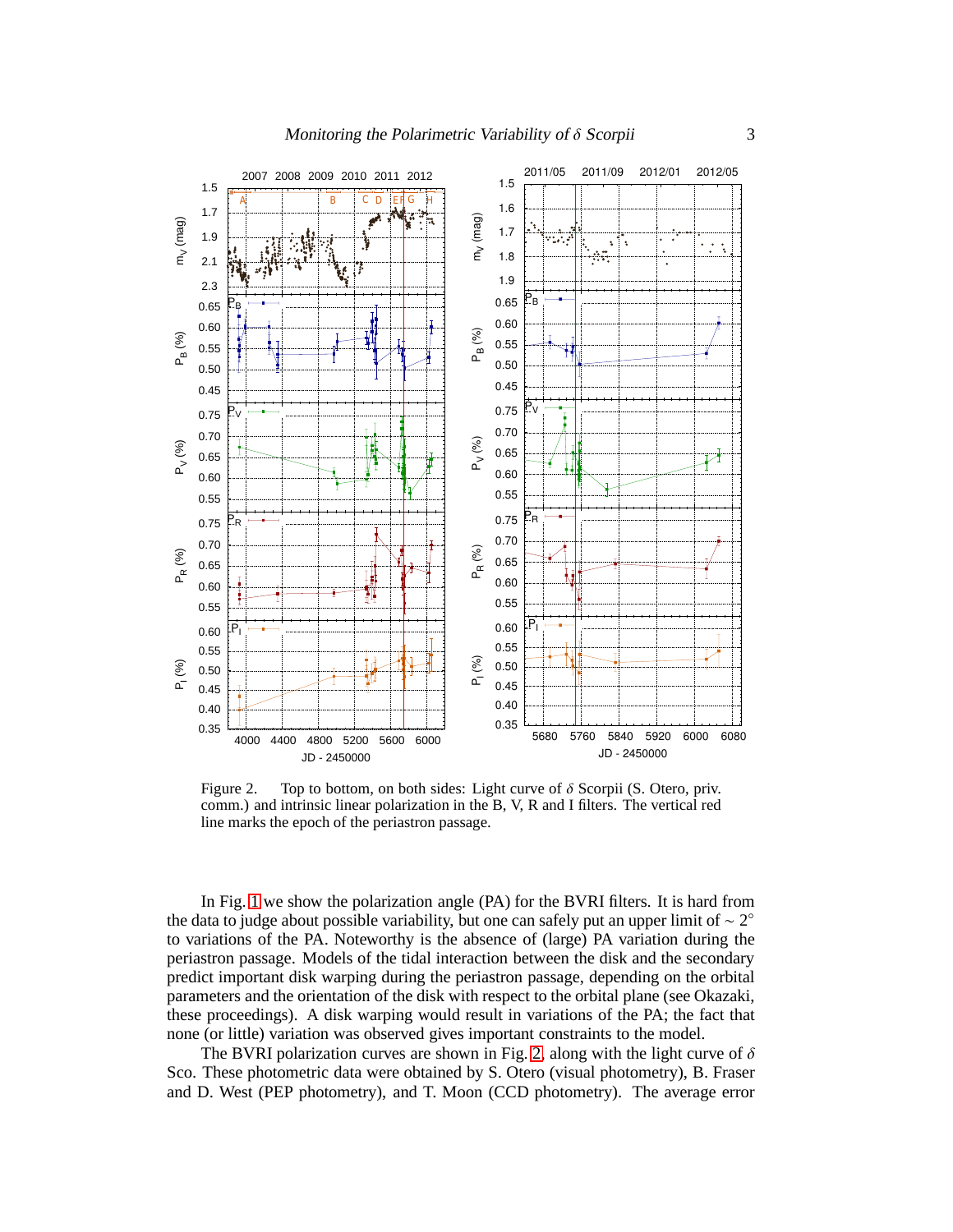Figure 2. Top to bottom, on both sides: Light curve of $\delta$ Scorpii (S. Otero, priv. comm.) and intrinsic linear polarization in the B, V, R and I filters. The vertical red line marks the epoch of the periastron passage.

In Fig. 1 we show the polarization angle (PA) for the BVRI filters. It is hard from the data to judge about possible variability, but one can safely put an upper limit of $\sim 2^{\circ}$ to variations of the PA. Noteworthy is the absence of (large) PA variation during the periastron passage. Models of the tidal interaction between the disk and the secondary predict important disk warping during the periastron passage, depending on the orbital parameters and the orientation of the disk with respect to the orbital plane (see Okazaki, these proceedings). A disk warping would result in variations of the PA; the fact that none (or little) variation was observed gives important constraints to the model.

The BVRI polarization curves are shown in Fig. 2, along with the light curve of $\delta$ Sco. These photometric data were obtained by S. Otero (visual photometry), B. Fraser and D. West (PEP photometry), and T. Moon (CCD photometry). The average error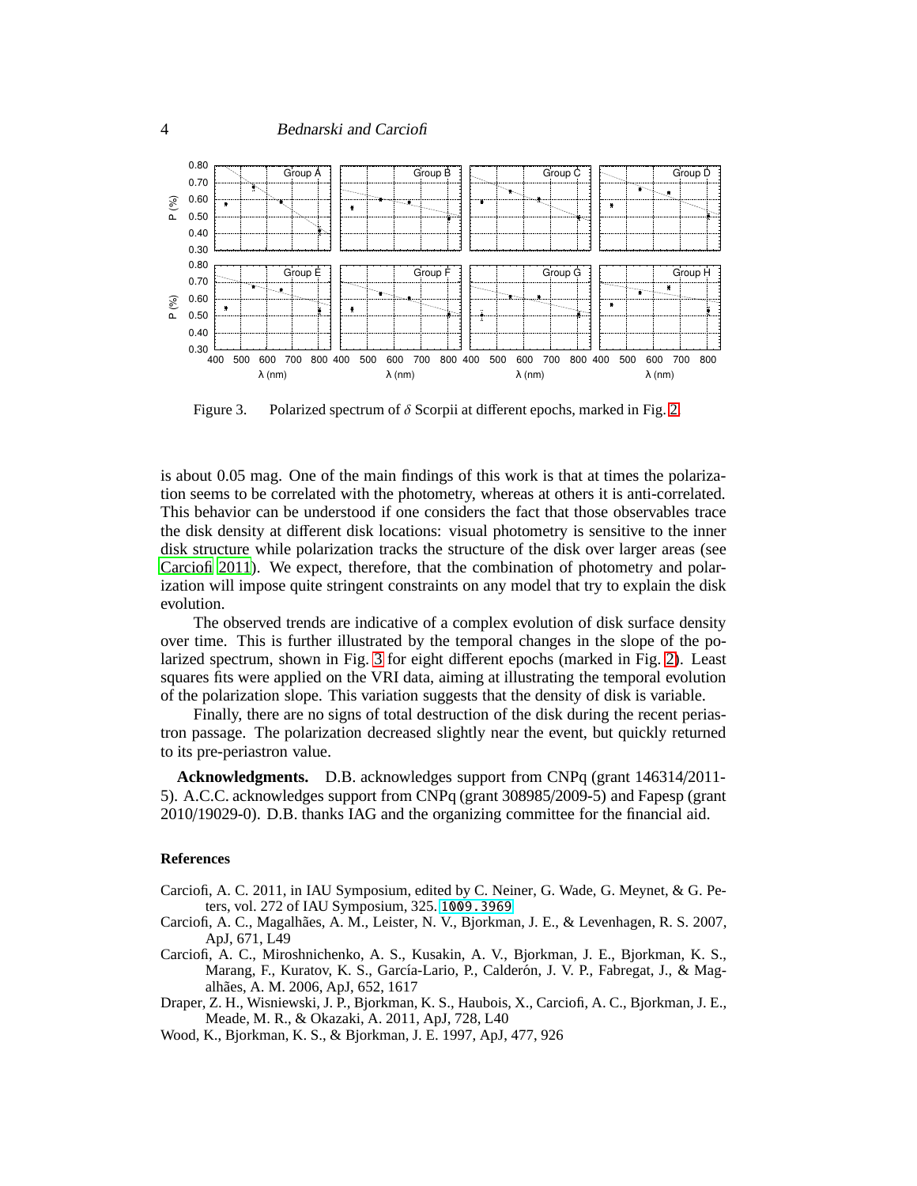0.80
0.70
0.60
0.50
0.40
0.30
P (%)
Group A
Group B
Group C
Group D
Group E
Group F
Group G
Group H
400 500 600 700 800
λ (nm)

Figure 3. Polarized spectrum of $\delta$ Scorpii at different epochs, marked in Fig. 2.

is about 0.05 mag. One of the main findings of this work is that at times the polarization seems to be correlated with the photometry, whereas at others it is anti-correlated. This behavior can be understood if one considers the fact that those observables trace the disk density at different disk locations: visual photometry is sensitive to the inner disk structure while polarization tracks the structure of the disk over larger areas (see Carciofi 2011). We expect, therefore, that the combination of photometry and polarization will impose quite stringent constraints on any model that try to explain the disk evolution.

The observed trends are indicative of a complex evolution of disk surface density over time. This is further illustrated by the temporal changes in the slope of the polarized spectrum, shown in Fig. 3 for eight different epochs (marked in Fig. 2). Least squares fits were applied on the VRI data, aiming at illustrating the temporal evolution of the polarization slope. This variation suggests that the density of disk is variable.

Finally, there are no signs of total destruction of the disk during the recent periastron passage. The polarization decreased slightly near the event, but quickly returned to its pre-periastron value.

**Acknowledgments.** D.B. acknowledges support from CNPq (grant 146314/2011-5). A.C.C. acknowledges support from CNPq (grant 308985/2009-5) and Fapesp (grant 2010/19029-0). D.B. thanks IAG and the organizing committee for the financial aid.

## References

Carciofi, A. C. 2011, in IAU Symposium, edited by C. Neiner, G. Wade, G. Meynet, & G. Peters, vol. 272 of IAU Symposium, 325. 1009.3969

Carciofi, A. C., Magalhães, A. M., Leister, N. V., Bjorkman, J. E., & Levenhagen, R. S. 2007, ApJ, 671, L49

Carciofi, A. C., Miroshnichenko, A. S., Kusakin, A. V., Bjorkman, J. E., Bjorkman, K. S., Marang, F., Kuratov, K. S., García-Lario, P., Calderón, J. V. P., Fabregat, J., & Magalhães, A. M. 2006, ApJ, 652, 1617

Draper, Z. H., Wisniewski, J. P., Bjorkman, K. S., Haubois, X., Carciofi, A. C., Bjorkman, J. E., Meade, M. R., & Okazaki, A. 2011, ApJ, 728, L40

Wood, K., Bjorkman, K. S., & Bjorkman, J. E. 1997, ApJ, 477, 926